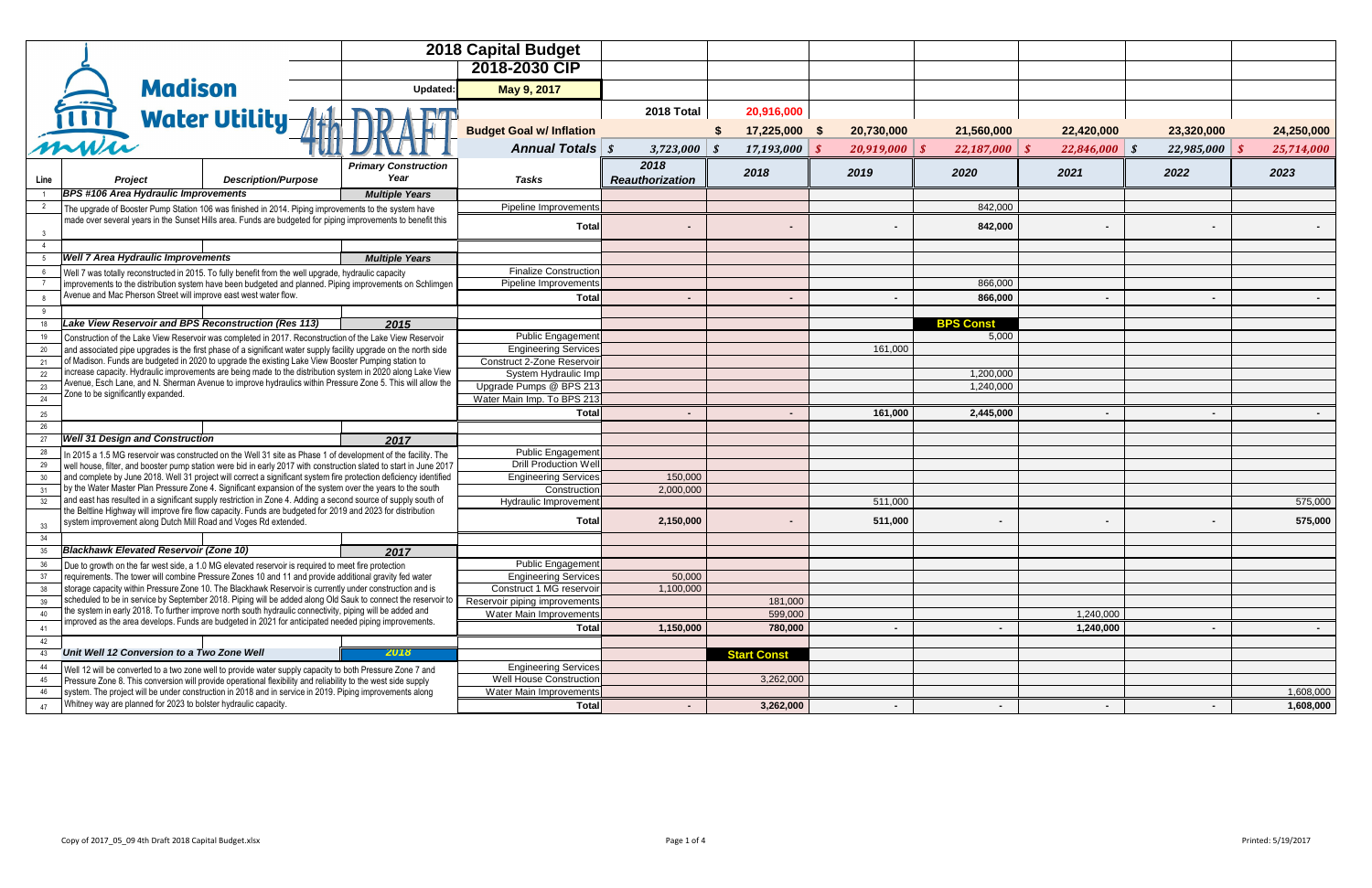# 2018 Capital Budget

## 2018-2030 CIP

**Madison Water Utility** — 4th DRAFT

Updated: **May 9, 2017**

| Line | Project | Description/Purpose | Primary Construction Year | Tasks | 2018 Reauthorization | 2018 | 2019 | 2020 | 2021 | 2022 | 2023 |
|---|---|---|---|---|---|---|---|---|---|---|---|
| | | | | | 2018 Total | 20,916,000 | | | | | |
| | | | | Budget Goal w/ Inflation | | $ 17,225,000 | $ 20,730,000 | 21,560,000 | 22,420,000 | 23,320,000 | 24,250,000 |
| | | | | *Annual Totals* | *$ 3,723,000* | *$ 17,193,000* | *$ 20,919,000* | *$ 22,187,000* | *$ 22,846,000* | *$ 22,985,000* | *$ 25,714,000* |
| 1 | ***BPS #106 Area Hydraulic Improvements*** | | *Multiple Years* | | | | | | | | |
| 2 | The upgrade of Booster Pump Station 106 was finished in 2014. Piping improvements to the system have made over several years in the Sunset Hills area. Funds are budgeted for piping improvements to benefit this | | | Pipeline Improvements | | | | 842,000 | | | |
| 3 | | | | **Total** | - | - | - | 842,000 | - | - | - |
| 4 | | | | | | | | | | | |
| 5 | ***Well 7 Area Hydraulic Improvements*** | | *Multiple Years* | | | | | | | | |
| 6 | Well 7 was totally reconstructed in 2015. To fully benefit from the well upgrade, hydraulic capacity improvements to the distribution system have been budgeted and planned. Piping improvements on Schlimgen Avenue and Mac Pherson Street will improve east west water flow. | | | Finalize Construction | | | | | | | |
| 7 | | | | Pipeline Improvements | | | | 866,000 | | | |
| 8 | | | | **Total** | - | - | - | 866,000 | - | - | - |
| 9 | | | | | | | | | | | |
| 18 | ***Lake View Reservoir and BPS Reconstruction (Res 113)*** | | *2015* | | | | | **BPS Const** | | | |
| 19 | Construction of the Lake View Reservoir was completed in 2017. Reconstruction of the Lake View Reservoir and associated pipe upgrades is the first phase of a significant water supply facility upgrade on the north side of Madison. Funds are budgeted in 2020 to upgrade the existing Lake View Booster Pumping station to increase capacity. Hydraulic improvements are being made to the distribution system in 2020 along Lake View Avenue, Esch Lane, and N. Sherman Avenue to improve hydraulics within Pressure Zone 5. This will allow the Zone to be significantly expanded. | | | Public Engagement | | | | 5,000 | | | |
| 20 | | | | Engineering Services | | | 161,000 | | | | |
| 21 | | | | Construct 2-Zone Reservoir | | | | | | | |
| 22 | | | | System Hydraulic Imp | | | | 1,200,000 | | | |
| 23 | | | | Upgrade Pumps @ BPS 213 | | | | 1,240,000 | | | |
| 24 | | | | Water Main Imp. To BPS 213 | | | | | | | |
| 25 | | | | **Total** | - | - | 161,000 | 2,445,000 | - | - | - |
| 26 | | | | | | | | | | | |
| 27 | ***Well 31 Design and Construction*** | | *2017* | | | | | | | | |
| 28 | In 2015 a 1.5 MG reservoir was constructed on the Well 31 site as Phase 1 of development of the facility. The well house, filter, and booster pump station were bid in early 2017 with construction slated to start in June 2017 and complete by June 2018. Well 31 project will correct a significant system fire protection deficiency identified by the Water Master Plan Pressure Zone 4. Significant expansion of the system over the years to the south and east has resulted in a significant supply restriction in Zone 4. Adding a second source of supply south of the Beltline Highway will improve fire flow capacity. Funds are budgeted for 2019 and 2023 for distribution system improvement along Dutch Mill Road and Voges Rd extended. | | | Public Engagement | | | | | | | |
| 29 | | | | Drill Production Well | | | | | | | |
| 30 | | | | Engineering Services | 150,000 | | | | | | |
| 31 | | | | Construction | 2,000,000 | | | | | | |
| 32 | | | | Hydraulic Improvement | | | 511,000 | | | | 575,000 |
| 33 | | | | **Total** | 2,150,000 | - | 511,000 | - | - | - | 575,000 |
| 34 | | | | | | | | | | | |
| 35 | ***Blackhawk Elevated Reservoir (Zone 10)*** | | *2017* | | | | | | | | |
| 36 | Due to growth on the far west side, a 1.0 MG elevated reservoir is required to meet fire protection requirements. The tower will combine Pressure Zones 10 and 11 and provide additional gravity fed water storage capacity within Pressure Zone 10. The Blackhawk Reservoir is currently under construction and is scheduled to be in service by September 2018. Piping will be added along Old Sauk to connect the reservoir to the system in early 2018. To further improve north south hydraulic connectivity, piping will be added and improved as the area develops. Funds are budgeted in 2021 for anticipated needed piping improvements. | | | Public Engagement | | | | | | | |
| 37 | | | | Engineering Services | 50,000 | | | | | | |
| 38 | | | | Construct 1 MG reservoir | 1,100,000 | | | | | | |
| 39 | | | | Reservoir piping improvements | | 181,000 | | | | | |
| 40 | | | | Water Main Improvements | | 599,000 | | | 1,240,000 | | |
| 41 | | | | **Total** | 1,150,000 | 780,000 | - | - | 1,240,000 | - | - |
| 42 | | | | | | | | | | | |
| 43 | ***Unit Well 12 Conversion to a Two Zone Well*** | | *2018* | | | **Start Const** | | | | | |
| 44 | Well 12 will be converted to a two zone well to provide water supply capacity to both Pressure Zone 7 and Pressure Zone 8. This conversion will provide operational flexibility and reliability to the west side supply system. The project will be under construction in 2018 and in service in 2019. Piping improvements along Whitney way are planned for 2023 to bolster hydraulic capacity. | | | Engineering Services | | | | | | | |
| 45 | | | | Well House Construction | | 3,262,000 | | | | | |
| 46 | | | | Water Main Improvements | | | | | | | 1,608,000 |
| 47 | | | | **Total** | - | 3,262,000 | - | - | - | - | 1,608,000 |

Copy of 2017_05_09 4th Draft 2018 Capital Budget.xlsx — Printed: 5/19/2017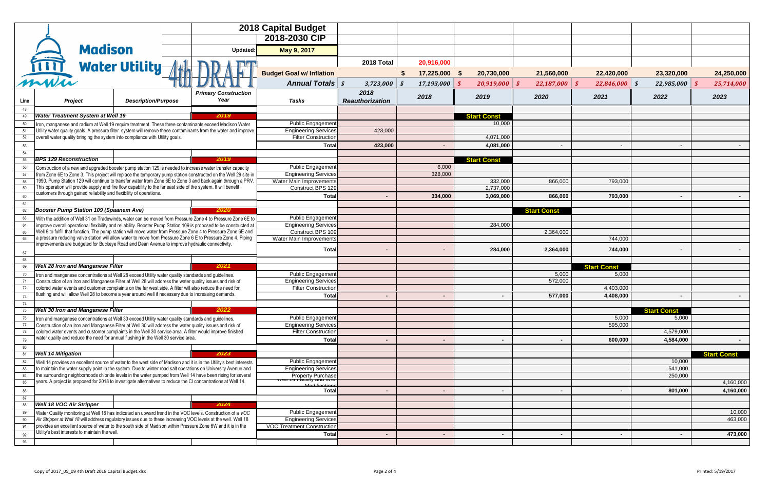# Madison Water Utility

**2018 Capital Budget**
**2018-2030 CIP**

Updated: **May 9, 2017**

4th DRAFT

| Line | Project | Description/Purpose | Primary Construction Year | Tasks | 2018 Reauthorization | 2018 | 2019 | 2020 | 2021 | 2022 | 2023 |
|---|---|---|---|---|---|---|---|---|---|---|---|
| | | | | | 2018 Total | 20,916,000 | | | | | |
| | | | | Budget Goal w/ Inflation | | $ 17,225,000 | $ 20,730,000 | 21,560,000 | 22,420,000 | 23,320,000 | 24,250,000 |
| | | | | *Annual Totals* | $ 3,723,000 | $ 17,193,000 | $ 20,919,000 | $ 22,187,000 | $ 22,846,000 | $ 22,985,000 | $ 25,714,000 |
| 48 | | | | | | | | | | | |
| 49 | ***Water Treatment System at Well 19*** | | 2019 | | | | Start Const | | | | |
| 50 | Iron, manganese and radium at Well 19 require treatment. These three contaminants exceed Madison Water Utility water quality goals. A pressure filter system will remove these contaminants from the water and improve overall water quality bringing the system into compliance with Utility goals. | | | Public Engagement | | | 10,000 | | | | |
| 51 | | | | Engineering Services | 423,000 | | | | | | |
| 52 | | | | Filter Construction | | | 4,071,000 | | | | |
| 53 | | | | Total | 423,000 | - | 4,081,000 | - | - | - | - |
| 54 | | | | | | | | | | | |
| 55 | ***BPS 129 Reconstruction*** | | 2019 | | | | Start Const | | | | |
| 56 | Construction of a new and upgraded booster pump station 129 is needed to increase water transfer capacity from Zone 6E to Zone 3. This project will replace the temporary pump station constructed on the Well 29 site in 1990. Pump Station 129 will continue to transfer water from Zone 6E to Zone 3 and back again through a PRV. This operation will provide supply and fire flow capability to the far east side of the system. It will benefit customers through gained reliability and flexibility of operations. | | | Public Engagement | | 6,000 | | | | | |
| 57 | | | | Engineering Services | | 328,000 | | | | | |
| 58 | | | | Water Main Improvements | | | 332,000 | 866,000 | 793,000 | | |
| 59 | | | | Construct BPS 129 | | | 2,737,000 | | | | |
| 60 | | | | Total | - | 334,000 | 3,069,000 | 866,000 | 793,000 | - | - |
| 61 | | | | | | | | | | | |
| 62 | ***Booster Pump Station 109 (Spaanem Ave)*** | | 2020 | | | | | Start Const | | | |
| 63 | With the addition of Well 31 on Tradewinds, water can be moved from Pressure Zone 4 to Pressure Zone 6E to improve overall operational flexibility and reliability. Booster Pump Station 109 is proposed to be constructed at Well 9 to fulfill that function. The pump station will move water from Pressure Zone 4 to Pressure Zone 6E and a pressure reducing valve station will allow water to move from Pressure Zone 6 E to Pressure Zone 4. Piping improvements are budgeted for Buckeye Road and Dean Avenue to improve hydraulic connectivity. | | | Public Engagement | | | | | | | |
| 64 | | | | Engineering Services | | | 284,000 | | | | |
| 65 | | | | Construct BPS 109 | | | | 2,364,000 | | | |
| 66 | | | | Water Main Improvements | | | | | 744,000 | | |
| 67 | | | | Total | - | - | 284,000 | 2,364,000 | 744,000 | - | - |
| 68 | | | | | | | | | | | |
| 69 | ***Well 28 Iron and Manganese Filter*** | | 2021 | | | | | | Start Const | | |
| 70 | Iron and manganese concentrations at Well 28 exceed Utility water quality standards and guidelines. Construction of an Iron and Manganese Filter at Well 28 will address the water quality issues and risk of colored water events and customer complaints on the far west side. A filter will also reduce the need for flushing and will allow Well 28 to become a year around well if necessary due to increasing demands. | | | Public Engagement | | | | 5,000 | 5,000 | | |
| 71 | | | | Engineering Services | | | | 572,000 | | | |
| 72 | | | | Filter Construction | | | | | 4,403,000 | | |
| 73 | | | | Total | - | - | - | 577,000 | 4,408,000 | - | - |
| 74 | | | | | | | | | | | |
| 75 | ***Well 30 Iron and Manganese Filter*** | | 2022 | | | | | | | Start Const | |
| 76 | Iron and manganese concentrations at Well 30 exceed Utility water quality standards and guidelines. Construction of an Iron and Manganese Filter at Well 30 will address the water quality issues and risk of colored water events and customer complaints in the Well 30 service area. A filter would improve finished water quality and reduce the need for annual flushing in the Well 30 service area. | | | Public Engagement | | | | | 5,000 | 5,000 | |
| 77 | | | | Engineering Services | | | | | 595,000 | | |
| 78 | | | | Filter Construction | | | | | | 4,579,000 | |
| 79 | | | | Total | - | - | - | - | 600,000 | 4,584,000 | - |
| 80 | | | | | | | | | | | |
| 81 | ***Well 14 Mitigation*** | | 2023 | | | | | | | | Start Const |
| 82 | Well 14 provides an excellent source of water to the west side of Madison and it is in the Utility's best interests to maintain the water supply point in the system. Due to winter road salt operations on University Avenue and the surrounding neighborhoods chloride levels in the water pumped from Well 14 have been rising for several years. A project is proposed for 2018 to investigate alternatives to reduce the Cl concentrations at Well 14. | | | Public Engagement | | | | | | 10,000 | |
| 83 | | | | Engineering Services | | | | | | 541,000 | |
| 84 | | | | Property Purchase | | | | | | 250,000 | |
| 85 | | | | Well 14 Facility and Well Modifications | | | | | | | 4,160,000 |
| 86 | | | | Total | - | - | - | - | - | 801,000 | 4,160,000 |
| 87 | | | | | | | | | | | |
| 88 | ***Well 18 VOC Air Stripper*** | | 2024 | | | | | | | | |
| 89 | Water Quality monitoring at Well 18 has indicated an upward trend in the VOC levels. Construction of a *VOC Air Stripper at Well 18* will address regulatory issues due to these increasing VOC levels at the well. Well 18 provides an excellent source of water to the south side of Madison within Pressure Zone 6W and it is in the Utility's best interests to maintain the well. | | | Public Engagement | | | | | | | 10,000 |
| 90 | | | | Engineering Services | | | | | | | 463,000 |
| 91 | | | | VOC Treatment Construction | | | | | | | |
| 92 | | | | Total | - | - | - | - | - | - | 473,000 |
| 93 | | | | | | | | | | | |

Copy of 2017_05_09 4th Draft 2018 Capital Budget.xlsx

Printed: 5/19/2017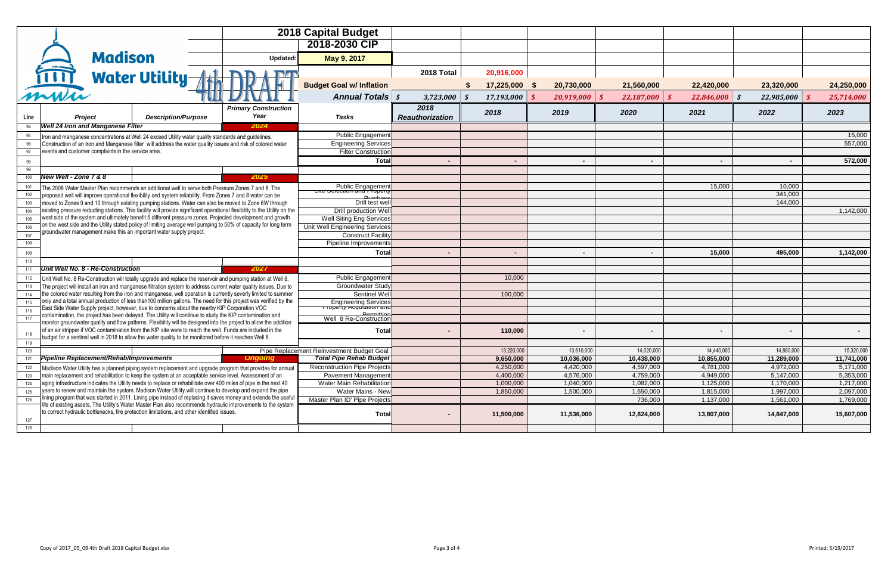# 2018 Capital Budget

## 2018-2030 CIP

**Madison Water Utility** — 4th DRAFT

Updated: May 9, 2017

| | | | | | 2018 Total | 20,916,000 | | | | | |
|---|---|---|---|---|---|---|---|---|---|---|---|
| | | | | **Budget Goal w/ Inflation** | | $ 17,225,000 | $ 20,730,000 | 21,560,000 | 22,420,000 | 23,320,000 | 24,250,000 |
| | | | | ***Annual Totals*** | *$ 3,723,000* | *$ 17,193,000* | *$ 20,919,000* | *$ 22,187,000* | *$ 22,846,000* | *$ 22,985,000* | *$ 25,714,000* |
| **Line** | ***Project*** | ***Description/Purpose*** | ***Primary Construction Year*** | ***Tasks*** | ***2018 Reauthorization*** | ***2018*** | ***2019*** | ***2020*** | ***2021*** | ***2022*** | ***2023*** |
| 94 | ***Well 24 Iron and Manganese Filter*** | | ***2024*** | | | | | | | | |
| 95 | Iron and manganese concentrations at Well 24 exceed Utility water quality standards and guidelines. Construction of an Iron and Manganese filter will address the water quality issues and risk of colored water events and customer complaints in the service area. | | | Public Engagement | | | | | | | 15,000 |
| 96 | | | | Engineering Services | | | | | | | 557,000 |
| 97 | | | | Filter Construction | | | | | | | |
| 98 | | | | **Total** | - | - | - | - | - | - | **572,000** |
| 99 | | | | | | | | | | | |
| 100 | ***New Well - Zone 7 & 8*** | | ***2025*** | | | | | | | | |
| 101 | The 2006 Water Master Plan recommends an additional well to serve both Pressure Zones 7 and 8. The proposed well will improve operational flexibility and system reliability. From Zones 7 and 8 water can be moved to Zones 9 and 10 through existing pumping stations. Water can also be moved to Zone 6W through existing pressure reducting stations. This facility will provide significant operational flexibility to the Utility on the west side of the system and ultimately benefit 5 different pressure zones. Projected development and growth on the west side and the Utility stated policy of limiting average well pumping to 50% of capacity for long term groundwater management make this an important water supply project. | | | Public Engagement | | | | | 15,000 | 10,000 | |
| 102 | | | | Site Selection and Property Purchase | | | | | | 341,000 | |
| 103 | | | | Drill test well | | | | | | 144,000 | |
| 104 | | | | Drill production Well | | | | | | | 1,142,000 |
| 105 | | | | Well Siting Eng Services | | | | | | | |
| 106 | | | | Unit Well Engineering Services | | | | | | | |
| 107 | | | | Construct Facility | | | | | | | |
| 108 | | | | Pipeline Improvements | | | | | | | |
| 109 | | | | **Total** | - | - | - | - | 15,000 | 495,000 | 1,142,000 |
| 110 | | | | | | | | | | | |
| 111 | ***Unit Well No. 8 - Re-Construction*** | | ***2027*** | | | | | | | | |
| 112 | Unit Well No. 8 Re-Construction will totally upgrade and replace the reservoir and pumping station at Well 8. The project will install an iron and manganese filtration system to address current water quality issues. Due to the colored water resulting from the iron and manganese, well operation is currently severly limited to summer only and a total annual production of less than100 million gallons. The need for this project was verified by the East Side Water Supply project, however, due to concerns about the nearby KIP Corporation VOC contamination, the project has been delayed. The Utility will continue to study the KIP contamination and monitor groundwater quality and flow patterns. Flexibility will be designed into the project to allow the addition of an air stripper if VOC contamination from the KIP site were to reach the well. Funds are included in the budget for a sentinel well in 2018 to allow the water quality to be monitored before it reaches Well 8. | | | Public Engagement | | 10,000 | | | | | |
| 113 | | | | Groundwater Study | | | | | | | |
| 114 | | | | Sentinel Well | | 100,000 | | | | | |
| 115 | | | | Engineering Services | | | | | | | |
| 116 | | | | Property Acquisition and Permitting | | | | | | | |
| 117 | | | | Well 8 Re-Construction | | | | | | | |
| 118 | | | | **Total** | - | 110,000 | - | - | - | - | - |
| 119 | | | | | | | | | | | |
| 120 | | | | Pipe Replacement Reinvestment Budget Goal | | 13,220,000 | 13,610,000 | 14,020,000 | 14,440,000 | 14,880,000 | 15,320,000 |
| 121 | ***Pipeline Replacement/Rehab/Improvements*** | | ***Ongoing*** | ***Total Pipe Rehab Budget*** | | **9,650,000** | **10,036,000** | **10,438,000** | **10,855,000** | **11,289,000** | **11,741,000** |
| 122 | Madison Water Utility has a planned piping system replacement and upgrade program that provides for annual main replacement and rehabilitation to keep the system at an acceptable service level. Assessment of an aging infrastructure indicates the Utility needs to replace or rehabilitate over 400 miles of pipe in the next 40 years to renew and maintain the system. Madison Water Utility will continue to develop and expand the pipe lining program that was started in 2011. Lining pipe instead of replacing it saves money and extends the useful life of existing assets. The Utility's Water Master Plan also recommends hydraulic improvements to the system to correct hydraulic bottlenecks, fire protection limitations, and other identified issues. | | | Reconstruction Pipe Projects | | 4,250,000 | 4,420,000 | 4,597,000 | 4,781,000 | 4,972,000 | 5,171,000 |
| 123 | | | | Pavement Management | | 4,400,000 | 4,576,000 | 4,759,000 | 4,949,000 | 5,147,000 | 5,353,000 |
| 124 | | | | Water Main Rehabilitation | | 1,000,000 | 1,040,000 | 1,082,000 | 1,125,000 | 1,170,000 | 1,217,000 |
| 125 | | | | Water Mains - New | | 1,850,000 | 1,500,000 | 1,650,000 | 1,815,000 | 1,997,000 | 2,097,000 |
| 126 | | | | Master Plan ID' Pipe Projects | | | | 736,000 | 1,137,000 | 1,561,000 | 1,769,000 |
| 127 | | | | **Total** | - | 11,500,000 | 11,536,000 | 12,824,000 | 13,807,000 | 14,847,000 | 15,607,000 |
| 128 | | | | | | | | | | | |

Copy of 2017_05_09 4th Draft 2018 Capital Budget.xlsx

Printed: 5/19/2017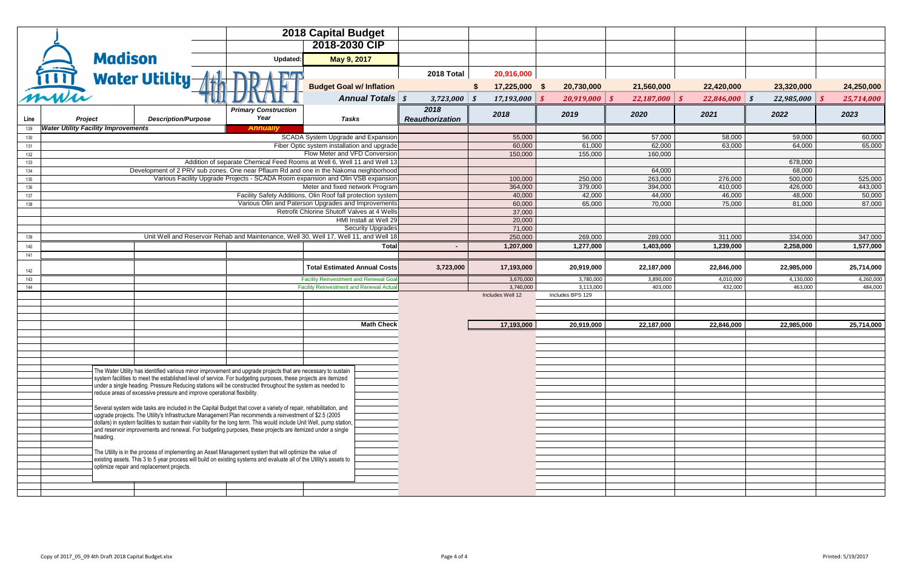# 2018 Capital Budget

## 2018-2030 CIP

**Madison Water Utility** — 4th DRAFT

Updated: **May 9, 2017**

| Line | Project | Description/Purpose | Primary Construction Year | Tasks | 2018 Reauthorization | 2018 | 2019 | 2020 | 2021 | 2022 | 2023 |
|---|---|---|---|---|---|---|---|---|---|---|---|
| | | | | | 2018 Total | 20,916,000 | | | | | |
| | | | | Budget Goal w/ Inflation | | $ 17,225,000 | $ 20,730,000 | 21,560,000 | 22,420,000 | 23,320,000 | 24,250,000 |
| | | | | *Annual Totals* | *$ 3,723,000* | *$ 17,193,000* | *$ 20,919,000* | *$ 22,187,000* | *$ 22,846,000* | *$ 22,985,000* | *$ 25,714,000* |
| 129 | *Water Utility Facility Improvements* | | *Annually* | | | | | | | | |
| 130 | | | | SCADA System Upgrade and Expansion | | 55,000 | 56,000 | 57,000 | 58,000 | 59,000 | 60,000 |
| 131 | | | | Fiber Optic system installation and upgrade | | 60,000 | 61,000 | 62,000 | 63,000 | 64,000 | 65,000 |
| 132 | | | | Flow Meter and VFD Conversion | | 150,000 | 155,000 | 160,000 | | | |
| 133 | | | | Addition of separate Chemical Feed Rooms at Well 6, Well 11 and Well 13 | | | | | | 678,000 | |
| 134 | | | | Development of 2 PRV sub zones. One near Pflaum Rd and one in the Nakoma neighborhood | | | | 64,000 | | 68,000 | |
| 135 | | | | Various Facility Upgrade Projects - SCADA Room expansion and Olin VSB expansion | | 100,000 | 250,000 | 263,000 | 276,000 | 500,000 | 525,000 |
| 136 | | | | Meter and fixed network Program | | 364,000 | 379,000 | 394,000 | 410,000 | 426,000 | 443,000 |
| 137 | | | | Facility Safety Additions, Olin Roof fall protection system | | 40,000 | 42,000 | 44,000 | 46,000 | 48,000 | 50,000 |
| 138 | | | | Various Olin and Paterson Upgrades and Improvements | | 60,000 | 65,000 | 70,000 | 75,000 | 81,000 | 87,000 |
| | | | | Retrofit Chlorine Shutoff Valves at 4 Wells | | 37,000 | | | | | |
| | | | | HMI Install at Well 29 | | 20,000 | | | | | |
| | | | | Security Upgrades | | 71,000 | | | | | |
| 139 | | | | Unit Well and Reservoir Rehab and Maintenance, Well 30, Well 17, Well 11, and Well 18 | | 250,000 | 269,000 | 289,000 | 311,000 | 334,000 | 347,000 |
| 140 | | | | **Total** | - | **1,207,000** | **1,277,000** | **1,403,000** | **1,239,000** | **2,258,000** | **1,577,000** |
| 141 | | | | | | | | | | | |
| 142 | | | | **Total Estimated Annual Costs** | **3,723,000** | **17,193,000** | **20,919,000** | **22,187,000** | **22,846,000** | **22,985,000** | **25,714,000** |
| 143 | | | | Facility Reinvestment and Renewal Goal | | 3,670,000 | 3,780,000 | 3,890,000 | 4,010,000 | 4,130,000 | 4,260,000 |
| 144 | | | | Facility Reinvestment and Renewal Actual | | 3,740,000 | 3,113,000 | 403,000 | 432,000 | 463,000 | 484,000 |
| | | | | | | Includes Well 12 | Includes BPS 129 | | | | |
| | | | | **Math Check** | | **17,193,000** | **20,919,000** | **22,187,000** | **22,846,000** | **22,985,000** | **25,714,000** |

The Water Utility has identified various minor improvement and upgrade projects that are necessary to sustain system facilities to meet the established level of service. For budgeting purposes, these projects are itemized under a single heading. Pressure Reducing stations will be constructed throughout the system as needed to reduce areas of excessive pressure and improve operational flexibility.

Several system wide tasks are included in the Capital Budget that cover a variety of repair, rehabilitation, and upgrade projects. The Utility's Infrastructure Management Plan recommends a reinvestment of $2.5 (2005 dollars) in system facilities to sustain their viability for the long term. This would include Unit Well, pump station, and reservoir improvements and renewal. For budgeting purposes, these projects are itemized under a single heading.

The Utility is in the process of implementing an Asset Management system that will optimize the value of existing assets. This 3 to 5 year process will build on existing systems and evaluate all of the Utility's assets to optimize repair and replacement projects.